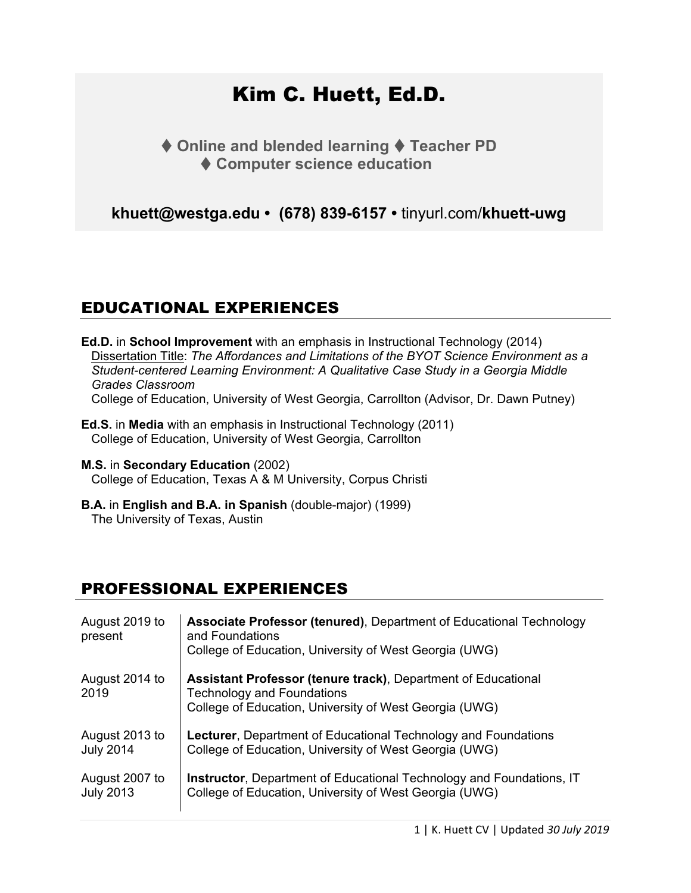# Kim C. Huett, Ed.D.

**♦ Online and blended learning ♦ Teacher PD ♦ Computer science education**

**khuett@westga.edu • (678) 839-6157 •** tinyurl.com/**khuett-uwg**

## EDUCATIONAL EXPERIENCES

**Ed.D.** in **School Improvement** with an emphasis in Instructional Technology (2014)
Dissertation Title: *The Affordances and Limitations of the BYOT Science Environment as a Student-centered Learning Environment: A Qualitative Case Study in a Georgia Middle Grades Classroom*
College of Education, University of West Georgia, Carrollton (Advisor, Dr. Dawn Putney)

**Ed.S.** in **Media** with an emphasis in Instructional Technology (2011)
College of Education, University of West Georgia, Carrollton

**M.S.** in **Secondary Education** (2002)
College of Education, Texas A & M University, Corpus Christi

**B.A.** in **English and B.A. in Spanish** (double-major) (1999)
The University of Texas, Austin

## PROFESSIONAL EXPERIENCES

| | |
|---|---|
| August 2019 to present | **Associate Professor (tenured)**, Department of Educational Technology and Foundations<br>College of Education, University of West Georgia (UWG) |
| August 2014 to 2019 | **Assistant Professor (tenure track)**, Department of Educational Technology and Foundations<br>College of Education, University of West Georgia (UWG) |
| August 2013 to July 2014 | **Lecturer**, Department of Educational Technology and Foundations<br>College of Education, University of West Georgia (UWG) |
| August 2007 to July 2013 | **Instructor**, Department of Educational Technology and Foundations, IT<br>College of Education, University of West Georgia (UWG) |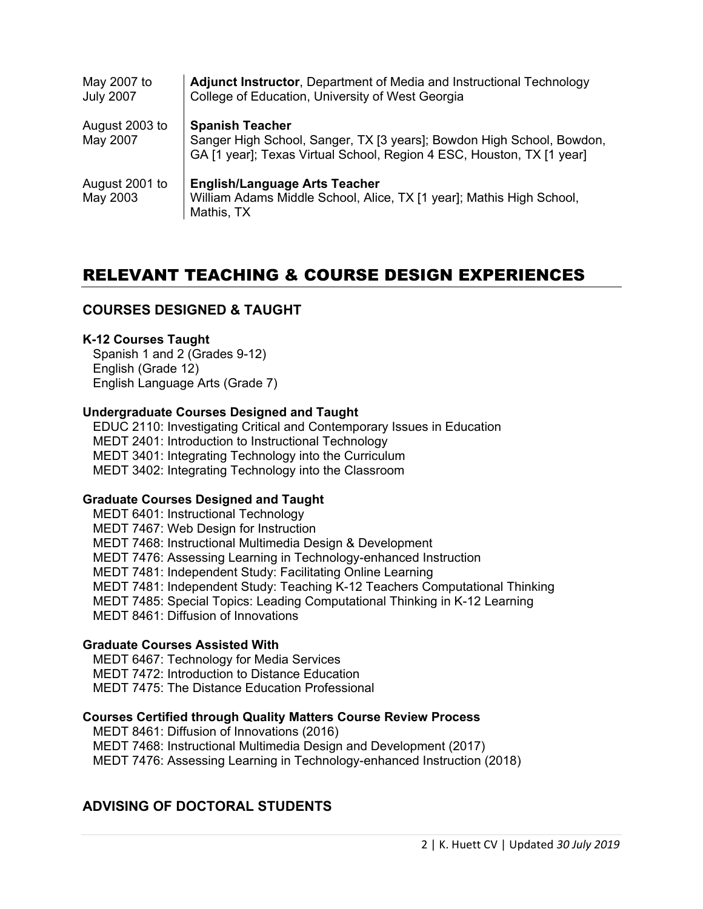| | |
|---|---|
| May 2007 to July 2007 | **Adjunct Instructor**, Department of Media and Instructional Technology College of Education, University of West Georgia |
| August 2003 to May 2007 | **Spanish Teacher** Sanger High School, Sanger, TX [3 years]; Bowdon High School, Bowdon, GA [1 year]; Texas Virtual School, Region 4 ESC, Houston, TX [1 year] |
| August 2001 to May 2003 | **English/Language Arts Teacher** William Adams Middle School, Alice, TX [1 year]; Mathis High School, Mathis, TX |

# RELEVANT TEACHING & COURSE DESIGN EXPERIENCES

## COURSES DESIGNED & TAUGHT

**K-12 Courses Taught**

Spanish 1 and 2 (Grades 9-12)
English (Grade 12)
English Language Arts (Grade 7)

**Undergraduate Courses Designed and Taught**

EDUC 2110: Investigating Critical and Contemporary Issues in Education
MEDT 2401: Introduction to Instructional Technology
MEDT 3401: Integrating Technology into the Curriculum
MEDT 3402: Integrating Technology into the Classroom

**Graduate Courses Designed and Taught**

MEDT 6401: Instructional Technology
MEDT 7467: Web Design for Instruction
MEDT 7468: Instructional Multimedia Design & Development
MEDT 7476: Assessing Learning in Technology-enhanced Instruction
MEDT 7481: Independent Study: Facilitating Online Learning
MEDT 7481: Independent Study: Teaching K-12 Teachers Computational Thinking
MEDT 7485: Special Topics: Leading Computational Thinking in K-12 Learning
MEDT 8461: Diffusion of Innovations

**Graduate Courses Assisted With**

MEDT 6467: Technology for Media Services
MEDT 7472: Introduction to Distance Education
MEDT 7475: The Distance Education Professional

**Courses Certified through Quality Matters Course Review Process**

MEDT 8461: Diffusion of Innovations (2016)
MEDT 7468: Instructional Multimedia Design and Development (2017)
MEDT 7476: Assessing Learning in Technology-enhanced Instruction (2018)

## ADVISING OF DOCTORAL STUDENTS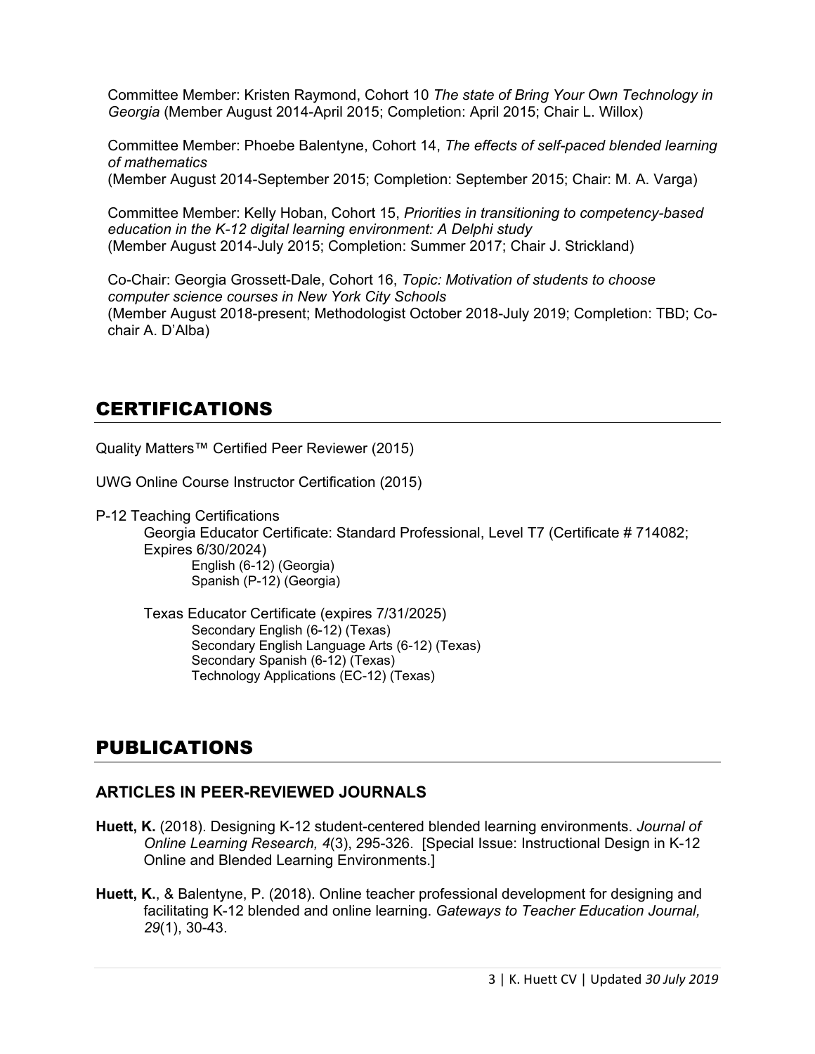Committee Member: Kristen Raymond, Cohort 10 *The state of Bring Your Own Technology in Georgia* (Member August 2014-April 2015; Completion: April 2015; Chair L. Willox)

Committee Member: Phoebe Balentyne, Cohort 14, *The effects of self-paced blended learning of mathematics*
(Member August 2014-September 2015; Completion: September 2015; Chair: M. A. Varga)

Committee Member: Kelly Hoban, Cohort 15, *Priorities in transitioning to competency-based education in the K-12 digital learning environment: A Delphi study*
(Member August 2014-July 2015; Completion: Summer 2017; Chair J. Strickland)

Co-Chair: Georgia Grossett-Dale, Cohort 16, *Topic: Motivation of students to choose computer science courses in New York City Schools*
(Member August 2018-present; Methodologist October 2018-July 2019; Completion: TBD; Co-chair A. D'Alba)

# CERTIFICATIONS

Quality Matters™ Certified Peer Reviewer (2015)

UWG Online Course Instructor Certification (2015)

P-12 Teaching Certifications

Georgia Educator Certificate: Standard Professional, Level T7 (Certificate # 714082; Expires 6/30/2024)
- English (6-12) (Georgia)
- Spanish (P-12) (Georgia)

Texas Educator Certificate (expires 7/31/2025)
- Secondary English (6-12) (Texas)
- Secondary English Language Arts (6-12) (Texas)
- Secondary Spanish (6-12) (Texas)
- Technology Applications (EC-12) (Texas)

# PUBLICATIONS

## ARTICLES IN PEER-REVIEWED JOURNALS

**Huett, K.** (2018). Designing K-12 student-centered blended learning environments. *Journal of Online Learning Research, 4*(3), 295-326. [Special Issue: Instructional Design in K-12 Online and Blended Learning Environments.]

**Huett, K.**, & Balentyne, P. (2018). Online teacher professional development for designing and facilitating K-12 blended and online learning. *Gateways to Teacher Education Journal, 29*(1), 30-43.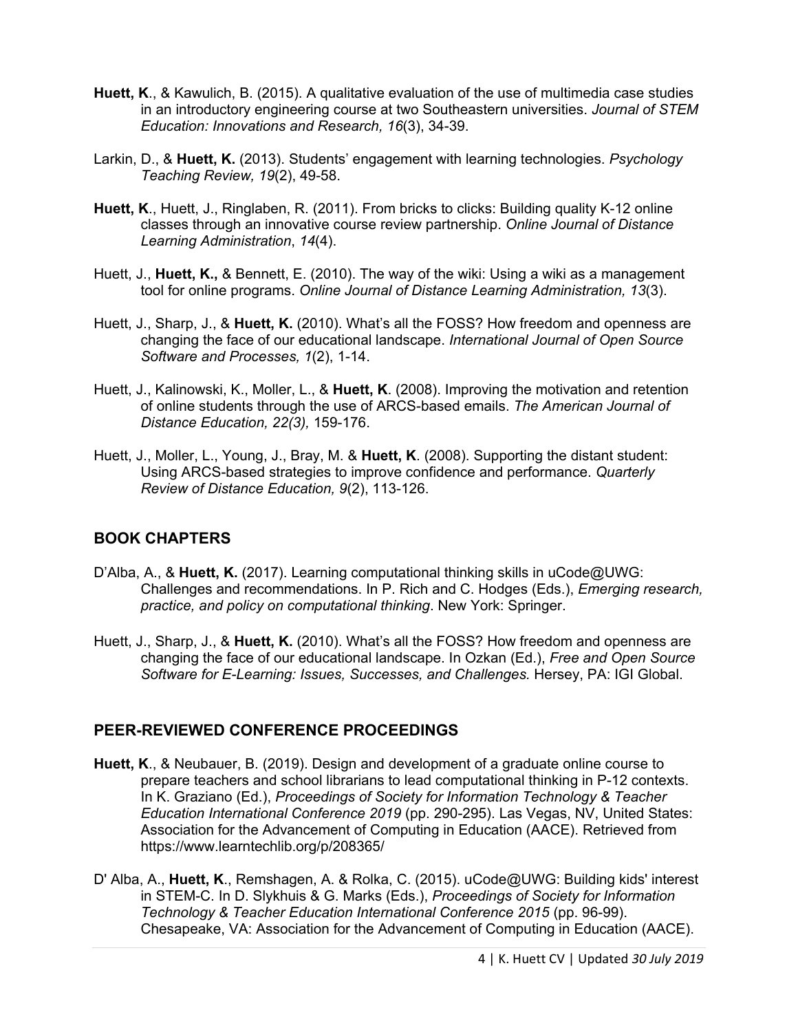**Huett, K**., & Kawulich, B. (2015). A qualitative evaluation of the use of multimedia case studies in an introductory engineering course at two Southeastern universities. *Journal of STEM Education: Innovations and Research, 16*(3), 34-39.

Larkin, D., & **Huett, K.** (2013). Students' engagement with learning technologies. *Psychology Teaching Review, 19*(2), 49-58.

**Huett, K**., Huett, J., Ringlaben, R. (2011). From bricks to clicks: Building quality K-12 online classes through an innovative course review partnership. *Online Journal of Distance Learning Administration*, *14*(4).

Huett, J., **Huett, K.,** & Bennett, E. (2010). The way of the wiki: Using a wiki as a management tool for online programs. *Online Journal of Distance Learning Administration, 13*(3).

Huett, J., Sharp, J., & **Huett, K.** (2010). What's all the FOSS? How freedom and openness are changing the face of our educational landscape. *International Journal of Open Source Software and Processes, 1*(2), 1-14.

Huett, J., Kalinowski, K., Moller, L., & **Huett, K**. (2008). Improving the motivation and retention of online students through the use of ARCS-based emails. *The American Journal of Distance Education, 22(3),* 159-176.

Huett, J., Moller, L., Young, J., Bray, M. & **Huett, K**. (2008). Supporting the distant student: Using ARCS-based strategies to improve confidence and performance. *Quarterly Review of Distance Education, 9*(2), 113-126.

## BOOK CHAPTERS

D'Alba, A., & **Huett, K.** (2017). Learning computational thinking skills in uCode@UWG: Challenges and recommendations. In P. Rich and C. Hodges (Eds.), *Emerging research, practice, and policy on computational thinking*. New York: Springer.

Huett, J., Sharp, J., & **Huett, K.** (2010). What's all the FOSS? How freedom and openness are changing the face of our educational landscape. In Ozkan (Ed.), *Free and Open Source Software for E-Learning: Issues, Successes, and Challenges.* Hersey, PA: IGI Global.

## PEER-REVIEWED CONFERENCE PROCEEDINGS

**Huett, K**., & Neubauer, B. (2019). Design and development of a graduate online course to prepare teachers and school librarians to lead computational thinking in P-12 contexts. In K. Graziano (Ed.), *Proceedings of Society for Information Technology & Teacher Education International Conference 2019* (pp. 290-295). Las Vegas, NV, United States: Association for the Advancement of Computing in Education (AACE). Retrieved from https://www.learntechlib.org/p/208365/

D' Alba, A., **Huett, K**., Remshagen, A. & Rolka, C. (2015). uCode@UWG: Building kids' interest in STEM-C. In D. Slykhuis & G. Marks (Eds.), *Proceedings of Society for Information Technology & Teacher Education International Conference 2015* (pp. 96-99). Chesapeake, VA: Association for the Advancement of Computing in Education (AACE).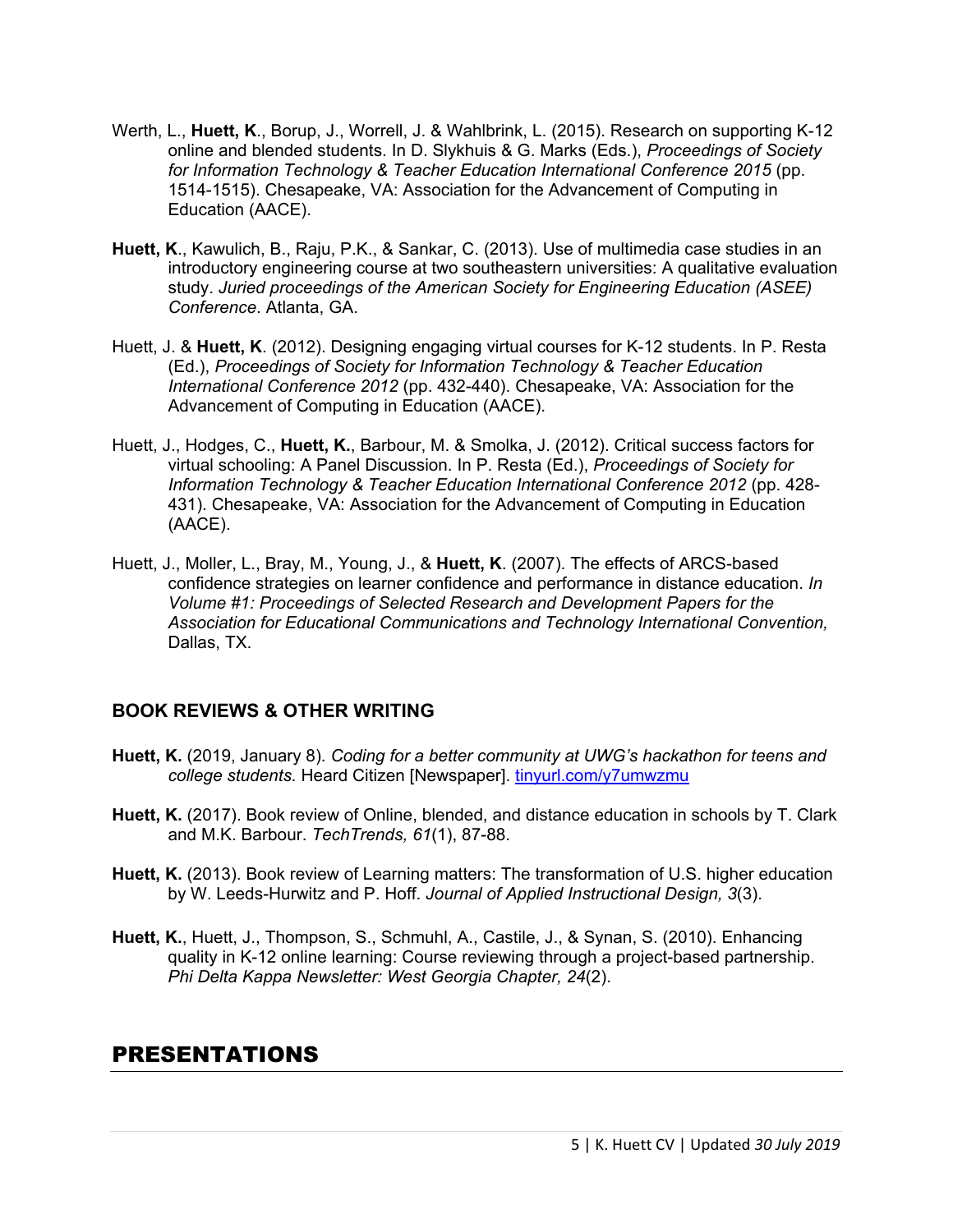Werth, L., **Huett, K**., Borup, J., Worrell, J. & Wahlbrink, L. (2015). Research on supporting K-12 online and blended students. In D. Slykhuis & G. Marks (Eds.), *Proceedings of Society for Information Technology & Teacher Education International Conference 2015* (pp. 1514-1515). Chesapeake, VA: Association for the Advancement of Computing in Education (AACE).

**Huett, K**., Kawulich, B., Raju, P.K., & Sankar, C. (2013). Use of multimedia case studies in an introductory engineering course at two southeastern universities: A qualitative evaluation study. *Juried proceedings of the American Society for Engineering Education (ASEE) Conference*. Atlanta, GA.

Huett, J. & **Huett, K**. (2012). Designing engaging virtual courses for K-12 students. In P. Resta (Ed.), *Proceedings of Society for Information Technology & Teacher Education International Conference 2012* (pp. 432-440). Chesapeake, VA: Association for the Advancement of Computing in Education (AACE).

Huett, J., Hodges, C., **Huett, K.**, Barbour, M. & Smolka, J. (2012). Critical success factors for virtual schooling: A Panel Discussion. In P. Resta (Ed.), *Proceedings of Society for Information Technology & Teacher Education International Conference 2012* (pp. 428-431). Chesapeake, VA: Association for the Advancement of Computing in Education (AACE).

Huett, J., Moller, L., Bray, M., Young, J., & **Huett, K**. (2007). The effects of ARCS-based confidence strategies on learner confidence and performance in distance education. *In Volume #1: Proceedings of Selected Research and Development Papers for the Association for Educational Communications and Technology International Convention,* Dallas, TX.

### BOOK REVIEWS & OTHER WRITING

**Huett, K.** (2019, January 8). *Coding for a better community at UWG's hackathon for teens and college students.* Heard Citizen [Newspaper]. tinyurl.com/y7umwzmu

**Huett, K.** (2017). Book review of Online, blended, and distance education in schools by T. Clark and M.K. Barbour. *TechTrends, 61*(1), 87-88.

**Huett, K.** (2013). Book review of Learning matters: The transformation of U.S. higher education by W. Leeds-Hurwitz and P. Hoff. *Journal of Applied Instructional Design, 3*(3).

**Huett, K.**, Huett, J., Thompson, S., Schmuhl, A., Castile, J., & Synan, S. (2010). Enhancing quality in K-12 online learning: Course reviewing through a project-based partnership. *Phi Delta Kappa Newsletter: West Georgia Chapter, 24*(2).

## PRESENTATIONS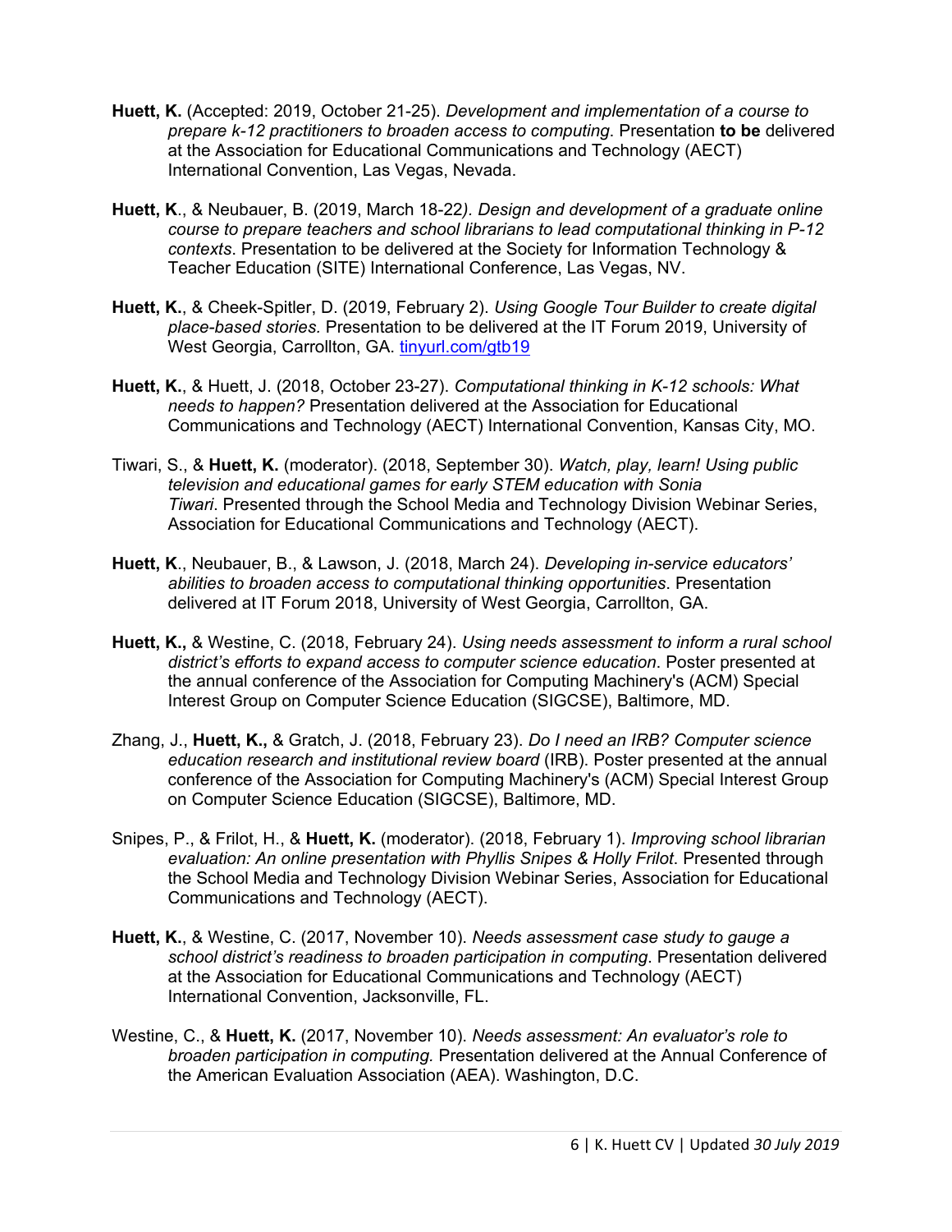**Huett, K.** (Accepted: 2019, October 21-25). *Development and implementation of a course to prepare k-12 practitioners to broaden access to computing.* Presentation **to be** delivered at the Association for Educational Communications and Technology (AECT) International Convention, Las Vegas, Nevada.

**Huett, K**., & Neubauer, B. (2019, March 18-22*). Design and development of a graduate online course to prepare teachers and school librarians to lead computational thinking in P-12 contexts*. Presentation to be delivered at the Society for Information Technology & Teacher Education (SITE) International Conference, Las Vegas, NV.

**Huett, K.**, & Cheek-Spitler, D. (2019, February 2). *Using Google Tour Builder to create digital place-based stories*. Presentation to be delivered at the IT Forum 2019, University of West Georgia, Carrollton, GA. [tinyurl.com/gtb19](tinyurl.com/gtb19)

**Huett, K.**, & Huett, J. (2018, October 23-27). *Computational thinking in K-12 schools: What needs to happen?* Presentation delivered at the Association for Educational Communications and Technology (AECT) International Convention, Kansas City, MO.

Tiwari, S., & **Huett, K.** (moderator). (2018, September 30). *Watch, play, learn! Using public television and educational games for early STEM education with Sonia Tiwari*. Presented through the School Media and Technology Division Webinar Series, Association for Educational Communications and Technology (AECT).

**Huett, K**., Neubauer, B., & Lawson, J. (2018, March 24). *Developing in-service educators' abilities to broaden access to computational thinking opportunities*. Presentation delivered at IT Forum 2018, University of West Georgia, Carrollton, GA.

**Huett, K.,** & Westine, C. (2018, February 24). *Using needs assessment to inform a rural school district's efforts to expand access to computer science education*. Poster presented at the annual conference of the Association for Computing Machinery's (ACM) Special Interest Group on Computer Science Education (SIGCSE), Baltimore, MD.

Zhang, J., **Huett, K.,** & Gratch, J. (2018, February 23). *Do I need an IRB? Computer science education research and institutional review board* (IRB). Poster presented at the annual conference of the Association for Computing Machinery's (ACM) Special Interest Group on Computer Science Education (SIGCSE), Baltimore, MD.

Snipes, P., & Frilot, H., & **Huett, K.** (moderator). (2018, February 1). *Improving school librarian evaluation: An online presentation with Phyllis Snipes & Holly Frilot*. Presented through the School Media and Technology Division Webinar Series, Association for Educational Communications and Technology (AECT).

**Huett, K.**, & Westine, C. (2017, November 10). *Needs assessment case study to gauge a school district's readiness to broaden participation in computing*. Presentation delivered at the Association for Educational Communications and Technology (AECT) International Convention, Jacksonville, FL.

Westine, C., & **Huett, K.** (2017, November 10). *Needs assessment: An evaluator's role to broaden participation in computing.* Presentation delivered at the Annual Conference of the American Evaluation Association (AEA). Washington, D.C.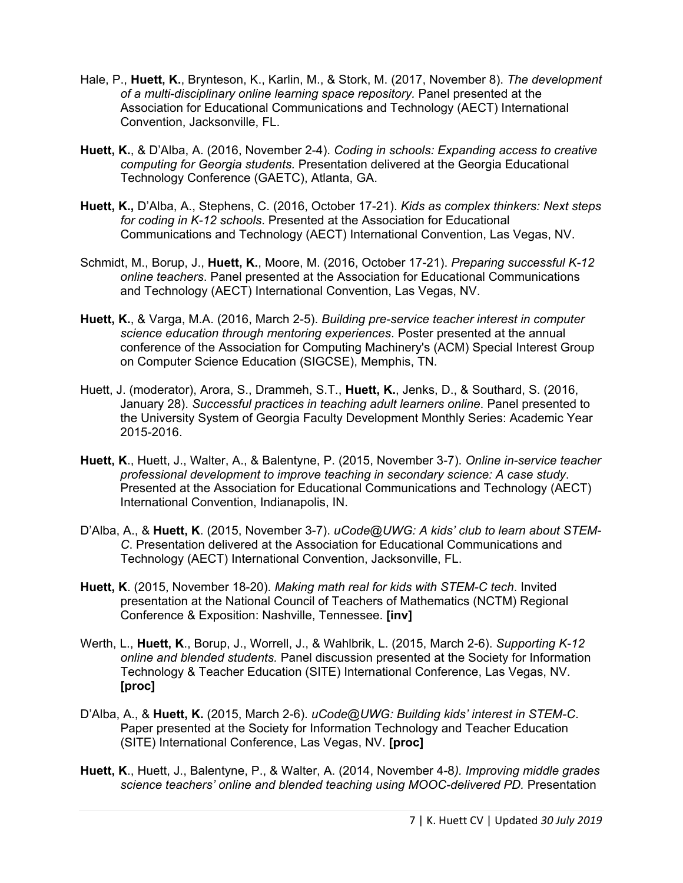Hale, P., **Huett, K.**, Brynteson, K., Karlin, M., & Stork, M. (2017, November 8). *The development of a multi-disciplinary online learning space repository.* Panel presented at the Association for Educational Communications and Technology (AECT) International Convention, Jacksonville, FL.

**Huett, K.**, & D'Alba, A. (2016, November 2-4). *Coding in schools: Expanding access to creative computing for Georgia students.* Presentation delivered at the Georgia Educational Technology Conference (GAETC), Atlanta, GA.

**Huett, K.,** D'Alba, A., Stephens, C. (2016, October 17-21). *Kids as complex thinkers: Next steps for coding in K-12 schools*. Presented at the Association for Educational Communications and Technology (AECT) International Convention, Las Vegas, NV.

Schmidt, M., Borup, J., **Huett, K.**, Moore, M. (2016, October 17-21). *Preparing successful K-12 online teachers*. Panel presented at the Association for Educational Communications and Technology (AECT) International Convention, Las Vegas, NV.

**Huett, K.**, & Varga, M.A. (2016, March 2-5). *Building pre-service teacher interest in computer science education through mentoring experiences*. Poster presented at the annual conference of the Association for Computing Machinery's (ACM) Special Interest Group on Computer Science Education (SIGCSE), Memphis, TN.

Huett, J. (moderator), Arora, S., Drammeh, S.T., **Huett, K.**, Jenks, D., & Southard, S. (2016, January 28). *Successful practices in teaching adult learners online*. Panel presented to the University System of Georgia Faculty Development Monthly Series: Academic Year 2015-2016.

**Huett, K**., Huett, J., Walter, A., & Balentyne, P. (2015, November 3-7). *Online in-service teacher professional development to improve teaching in secondary science: A case study*. Presented at the Association for Educational Communications and Technology (AECT) International Convention, Indianapolis, IN.

D'Alba, A., & **Huett, K**. (2015, November 3-7). *uCode@UWG: A kids' club to learn about STEM-C*. Presentation delivered at the Association for Educational Communications and Technology (AECT) International Convention, Jacksonville, FL.

**Huett, K**. (2015, November 18-20). *Making math real for kids with STEM-C tech*. Invited presentation at the National Council of Teachers of Mathematics (NCTM) Regional Conference & Exposition: Nashville, Tennessee. **[inv]**

Werth, L., **Huett, K**., Borup, J., Worrell, J., & Wahlbrik, L. (2015, March 2-6). *Supporting K-12 online and blended students.* Panel discussion presented at the Society for Information Technology & Teacher Education (SITE) International Conference, Las Vegas, NV. **[proc]**

D'Alba, A., & **Huett, K.** (2015, March 2-6). *uCode@UWG: Building kids' interest in STEM-C*. Paper presented at the Society for Information Technology and Teacher Education (SITE) International Conference, Las Vegas, NV. **[proc]**

**Huett, K**., Huett, J., Balentyne, P., & Walter, A. (2014, November 4-8*). Improving middle grades science teachers' online and blended teaching using MOOC-delivered PD.* Presentation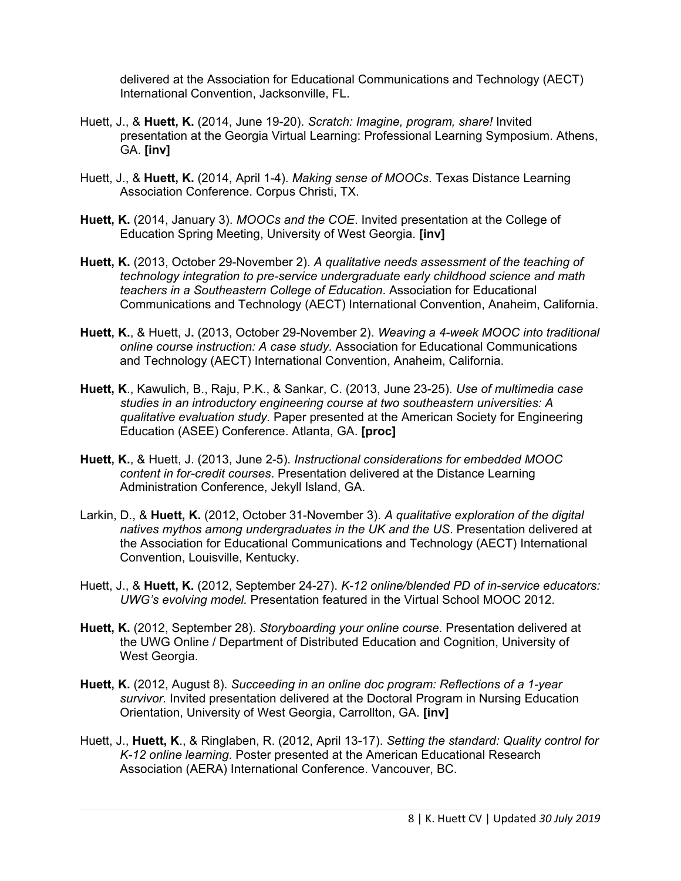delivered at the Association for Educational Communications and Technology (AECT) International Convention, Jacksonville, FL.

Huett, J., & **Huett, K.** (2014, June 19-20). *Scratch: Imagine, program, share!* Invited presentation at the Georgia Virtual Learning: Professional Learning Symposium. Athens, GA. **[inv]**

Huett, J., & **Huett, K.** (2014, April 1-4). *Making sense of MOOCs*. Texas Distance Learning Association Conference. Corpus Christi, TX.

**Huett, K.** (2014, January 3). *MOOCs and the COE*. Invited presentation at the College of Education Spring Meeting, University of West Georgia. **[inv]**

**Huett, K.** (2013, October 29-November 2). *A qualitative needs assessment of the teaching of technology integration to pre-service undergraduate early childhood science and math teachers in a Southeastern College of Education*. Association for Educational Communications and Technology (AECT) International Convention, Anaheim, California.

**Huett, K.**, & Huett, J**.** (2013, October 29-November 2). *Weaving a 4-week MOOC into traditional online course instruction: A case study*. Association for Educational Communications and Technology (AECT) International Convention, Anaheim, California.

**Huett, K**., Kawulich, B., Raju, P.K., & Sankar, C. (2013, June 23-25). *Use of multimedia case studies in an introductory engineering course at two southeastern universities: A qualitative evaluation study*. Paper presented at the American Society for Engineering Education (ASEE) Conference. Atlanta, GA. **[proc]**

**Huett, K.**, & Huett, J. (2013, June 2-5). *Instructional considerations for embedded MOOC content in for-credit courses*. Presentation delivered at the Distance Learning Administration Conference, Jekyll Island, GA.

Larkin, D., & **Huett, K.** (2012, October 31-November 3). *A qualitative exploration of the digital natives mythos among undergraduates in the UK and the US*. Presentation delivered at the Association for Educational Communications and Technology (AECT) International Convention, Louisville, Kentucky.

Huett, J., & **Huett, K.** (2012, September 24-27). *K-12 online/blended PD of in-service educators: UWG's evolving model.* Presentation featured in the Virtual School MOOC 2012.

**Huett, K.** (2012, September 28). *Storyboarding your online course*. Presentation delivered at the UWG Online / Department of Distributed Education and Cognition, University of West Georgia.

**Huett, K.** (2012, August 8). *Succeeding in an online doc program: Reflections of a 1-year survivor.* Invited presentation delivered at the Doctoral Program in Nursing Education Orientation, University of West Georgia, Carrollton, GA. **[inv]**

Huett, J., **Huett, K**., & Ringlaben, R. (2012, April 13-17). *Setting the standard: Quality control for K-12 online learning*. Poster presented at the American Educational Research Association (AERA) International Conference. Vancouver, BC.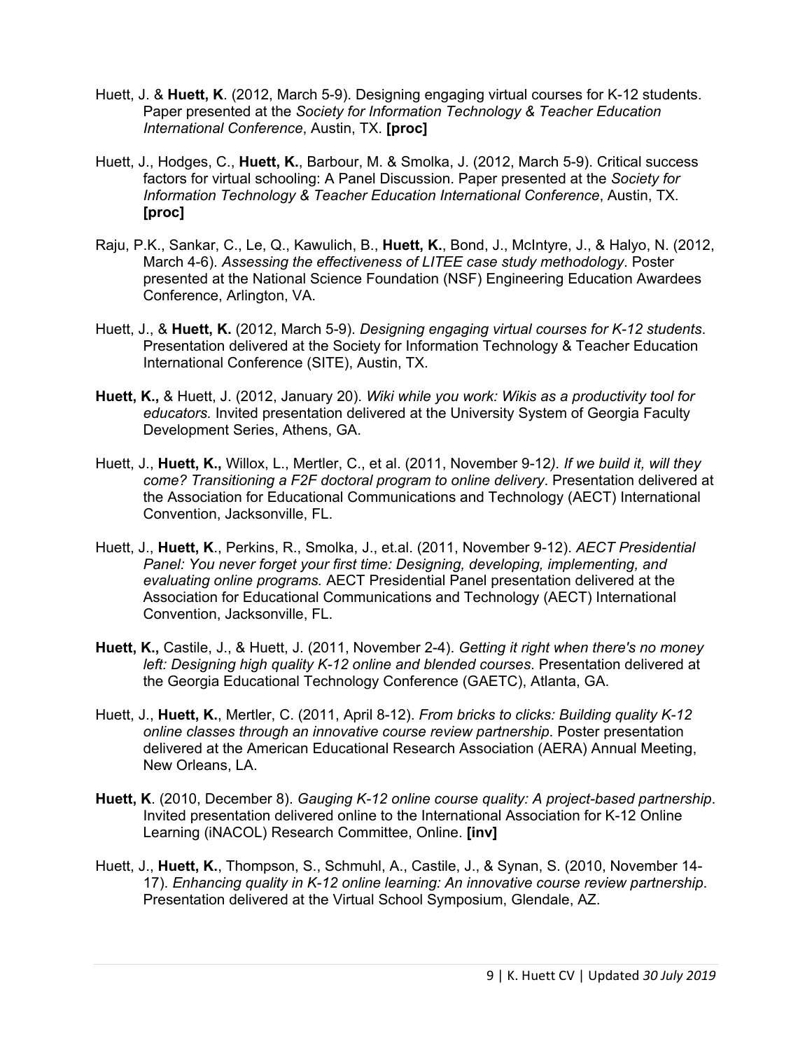Huett, J. & **Huett, K**. (2012, March 5-9). Designing engaging virtual courses for K-12 students. Paper presented at the *Society for Information Technology & Teacher Education International Conference*, Austin, TX. **[proc]**

Huett, J., Hodges, C., **Huett, K.**, Barbour, M. & Smolka, J. (2012, March 5-9). Critical success factors for virtual schooling: A Panel Discussion. Paper presented at the *Society for Information Technology & Teacher Education International Conference*, Austin, TX. **[proc]**

Raju, P.K., Sankar, C., Le, Q., Kawulich, B., **Huett, K.**, Bond, J., McIntyre, J., & Halyo, N. (2012, March 4-6). *Assessing the effectiveness of LITEE case study methodology*. Poster presented at the National Science Foundation (NSF) Engineering Education Awardees Conference, Arlington, VA.

Huett, J., & **Huett, K.** (2012, March 5-9). *Designing engaging virtual courses for K-12 students*. Presentation delivered at the Society for Information Technology & Teacher Education International Conference (SITE), Austin, TX.

**Huett, K.,** & Huett, J. (2012, January 20). *Wiki while you work: Wikis as a productivity tool for educators.* Invited presentation delivered at the University System of Georgia Faculty Development Series, Athens, GA.

Huett, J., **Huett, K.,** Willox, L., Mertler, C., et al. (2011, November 9-12*). If we build it, will they come? Transitioning a F2F doctoral program to online delivery*. Presentation delivered at the Association for Educational Communications and Technology (AECT) International Convention, Jacksonville, FL.

Huett, J., **Huett, K**., Perkins, R., Smolka, J., et.al. (2011, November 9-12). *AECT Presidential Panel: You never forget your first time: Designing, developing, implementing, and evaluating online programs.* AECT Presidential Panel presentation delivered at the Association for Educational Communications and Technology (AECT) International Convention, Jacksonville, FL.

**Huett, K.,** Castile, J., & Huett, J. (2011, November 2-4). *Getting it right when there's no money left: Designing high quality K-12 online and blended courses*. Presentation delivered at the Georgia Educational Technology Conference (GAETC), Atlanta, GA.

Huett, J., **Huett, K.**, Mertler, C. (2011, April 8-12). *From bricks to clicks: Building quality K-12 online classes through an innovative course review partnership*. Poster presentation delivered at the American Educational Research Association (AERA) Annual Meeting, New Orleans, LA.

**Huett, K**. (2010, December 8). *Gauging K-12 online course quality: A project-based partnership*. Invited presentation delivered online to the International Association for K-12 Online Learning (iNACOL) Research Committee, Online. **[inv]**

Huett, J., **Huett, K.**, Thompson, S., Schmuhl, A., Castile, J., & Synan, S. (2010, November 14-17). *Enhancing quality in K-12 online learning: An innovative course review partnership*. Presentation delivered at the Virtual School Symposium, Glendale, AZ.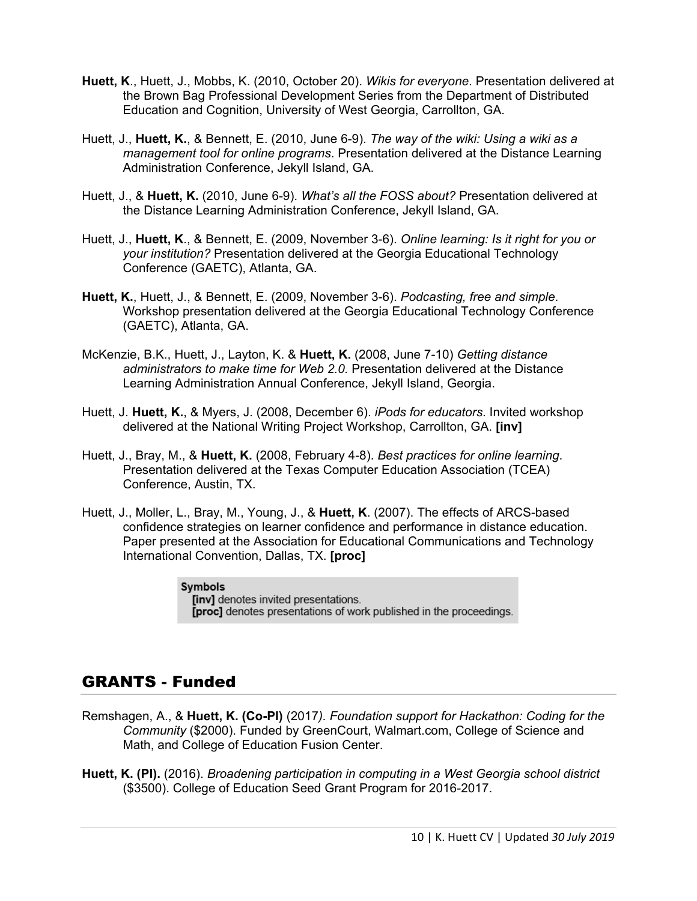**Huett, K**., Huett, J., Mobbs, K. (2010, October 20). *Wikis for everyone*. Presentation delivered at the Brown Bag Professional Development Series from the Department of Distributed Education and Cognition, University of West Georgia, Carrollton, GA.

Huett, J., **Huett, K.**, & Bennett, E. (2010, June 6-9). *The way of the wiki: Using a wiki as a management tool for online programs*. Presentation delivered at the Distance Learning Administration Conference, Jekyll Island, GA.

Huett, J., & **Huett, K.** (2010, June 6-9). *What's all the FOSS about?* Presentation delivered at the Distance Learning Administration Conference, Jekyll Island, GA.

Huett, J., **Huett, K**., & Bennett, E. (2009, November 3-6). *Online learning: Is it right for you or your institution?* Presentation delivered at the Georgia Educational Technology Conference (GAETC), Atlanta, GA.

**Huett, K.**, Huett, J., & Bennett, E. (2009, November 3-6). *Podcasting, free and simple*. Workshop presentation delivered at the Georgia Educational Technology Conference (GAETC), Atlanta, GA.

McKenzie, B.K., Huett, J., Layton, K. & **Huett, K.** (2008, June 7-10) *Getting distance administrators to make time for Web 2.0.* Presentation delivered at the Distance Learning Administration Annual Conference, Jekyll Island, Georgia.

Huett, J. **Huett, K.**, & Myers, J. (2008, December 6). *iPods for educators*. Invited workshop delivered at the National Writing Project Workshop, Carrollton, GA. **[inv]**

Huett, J., Bray, M., & **Huett, K.** (2008, February 4-8). *Best practices for online learning*. Presentation delivered at the Texas Computer Education Association (TCEA) Conference, Austin, TX.

Huett, J., Moller, L., Bray, M., Young, J., & **Huett, K**. (2007). The effects of ARCS-based confidence strategies on learner confidence and performance in distance education. Paper presented at the Association for Educational Communications and Technology International Convention, Dallas, TX. **[proc]**

**Symbols**
**[inv]** denotes invited presentations.
**[proc]** denotes presentations of work published in the proceedings.

## GRANTS - Funded

Remshagen, A., & **Huett, K. (Co-PI)** (2017*). Foundation support for Hackathon: Coding for the Community* ($2000). Funded by GreenCourt, Walmart.com, College of Science and Math, and College of Education Fusion Center.

**Huett, K. (PI).** (2016). *Broadening participation in computing in a West Georgia school district* ($3500). College of Education Seed Grant Program for 2016-2017.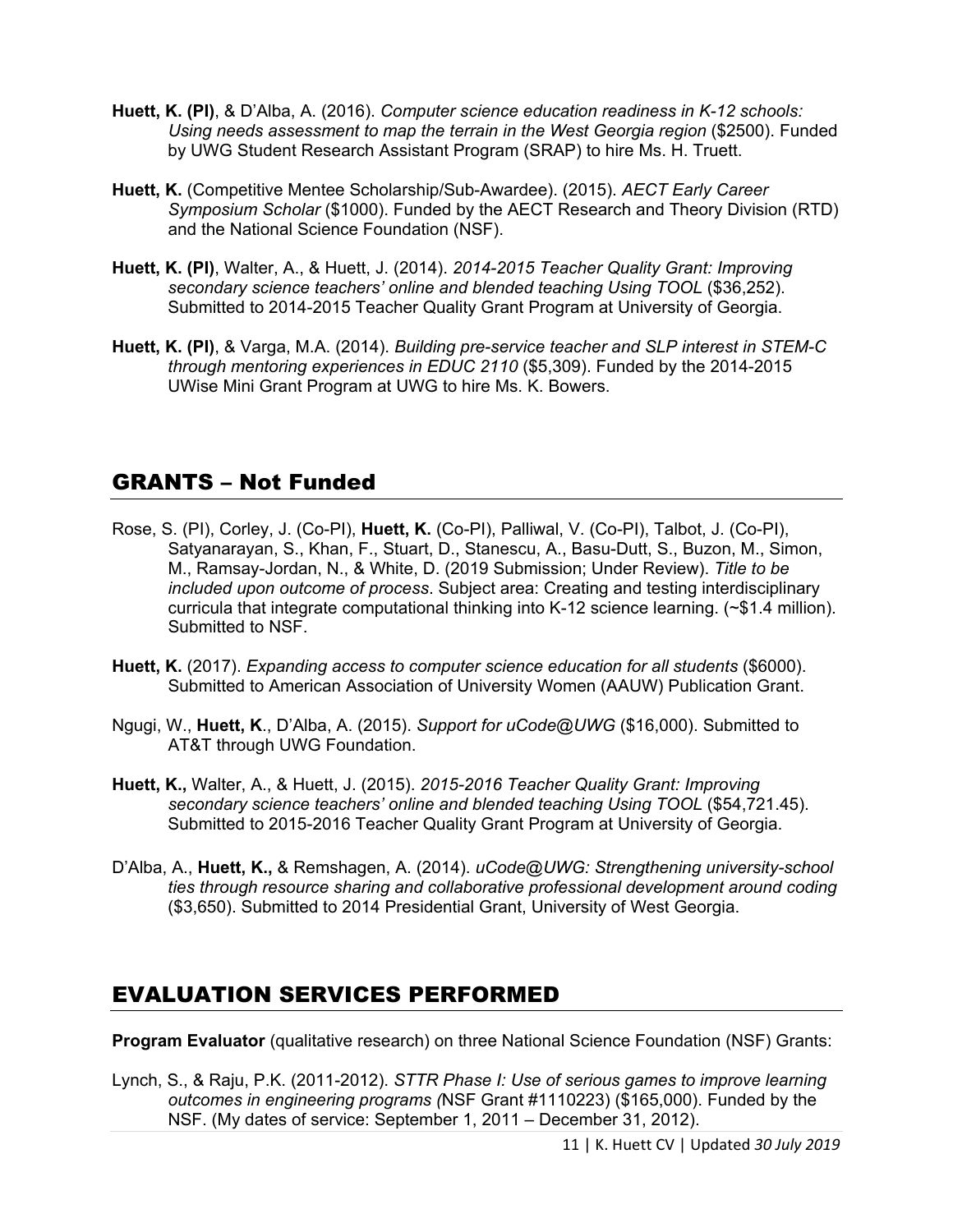**Huett, K. (PI)**, & D'Alba, A. (2016). *Computer science education readiness in K-12 schools: Using needs assessment to map the terrain in the West Georgia region* ($2500). Funded by UWG Student Research Assistant Program (SRAP) to hire Ms. H. Truett.

**Huett, K.** (Competitive Mentee Scholarship/Sub-Awardee). (2015). *AECT Early Career Symposium Scholar* ($1000). Funded by the AECT Research and Theory Division (RTD) and the National Science Foundation (NSF).

**Huett, K. (PI)**, Walter, A., & Huett, J. (2014). *2014-2015 Teacher Quality Grant: Improving secondary science teachers' online and blended teaching Using TOOL* ($36,252). Submitted to 2014-2015 Teacher Quality Grant Program at University of Georgia.

**Huett, K. (PI)**, & Varga, M.A. (2014). *Building pre-service teacher and SLP interest in STEM-C through mentoring experiences in EDUC 2110* ($5,309). Funded by the 2014-2015 UWise Mini Grant Program at UWG to hire Ms. K. Bowers.

## GRANTS – Not Funded

Rose, S. (PI), Corley, J. (Co-PI), **Huett, K.** (Co-PI), Palliwal, V. (Co-PI), Talbot, J. (Co-PI), Satyanarayan, S., Khan, F., Stuart, D., Stanescu, A., Basu-Dutt, S., Buzon, M., Simon, M., Ramsay-Jordan, N., & White, D. (2019 Submission; Under Review). *Title to be included upon outcome of process*. Subject area: Creating and testing interdisciplinary curricula that integrate computational thinking into K-12 science learning. (~$1.4 million). Submitted to NSF.

**Huett, K.** (2017). *Expanding access to computer science education for all students* ($6000). Submitted to American Association of University Women (AAUW) Publication Grant.

Ngugi, W., **Huett, K**., D'Alba, A. (2015). *Support for uCode@UWG* ($16,000). Submitted to AT&T through UWG Foundation.

**Huett, K.,** Walter, A., & Huett, J. (2015). *2015-2016 Teacher Quality Grant: Improving secondary science teachers' online and blended teaching Using TOOL* ($54,721.45). Submitted to 2015-2016 Teacher Quality Grant Program at University of Georgia.

D'Alba, A., **Huett, K.,** & Remshagen, A. (2014). *uCode@UWG: Strengthening university-school ties through resource sharing and collaborative professional development around coding* ($3,650). Submitted to 2014 Presidential Grant, University of West Georgia.

## EVALUATION SERVICES PERFORMED

**Program Evaluator** (qualitative research) on three National Science Foundation (NSF) Grants:

Lynch, S., & Raju, P.K. (2011-2012). *STTR Phase I: Use of serious games to improve learning outcomes in engineering programs (*NSF Grant #1110223) ($165,000). Funded by the NSF. (My dates of service: September 1, 2011 – December 31, 2012).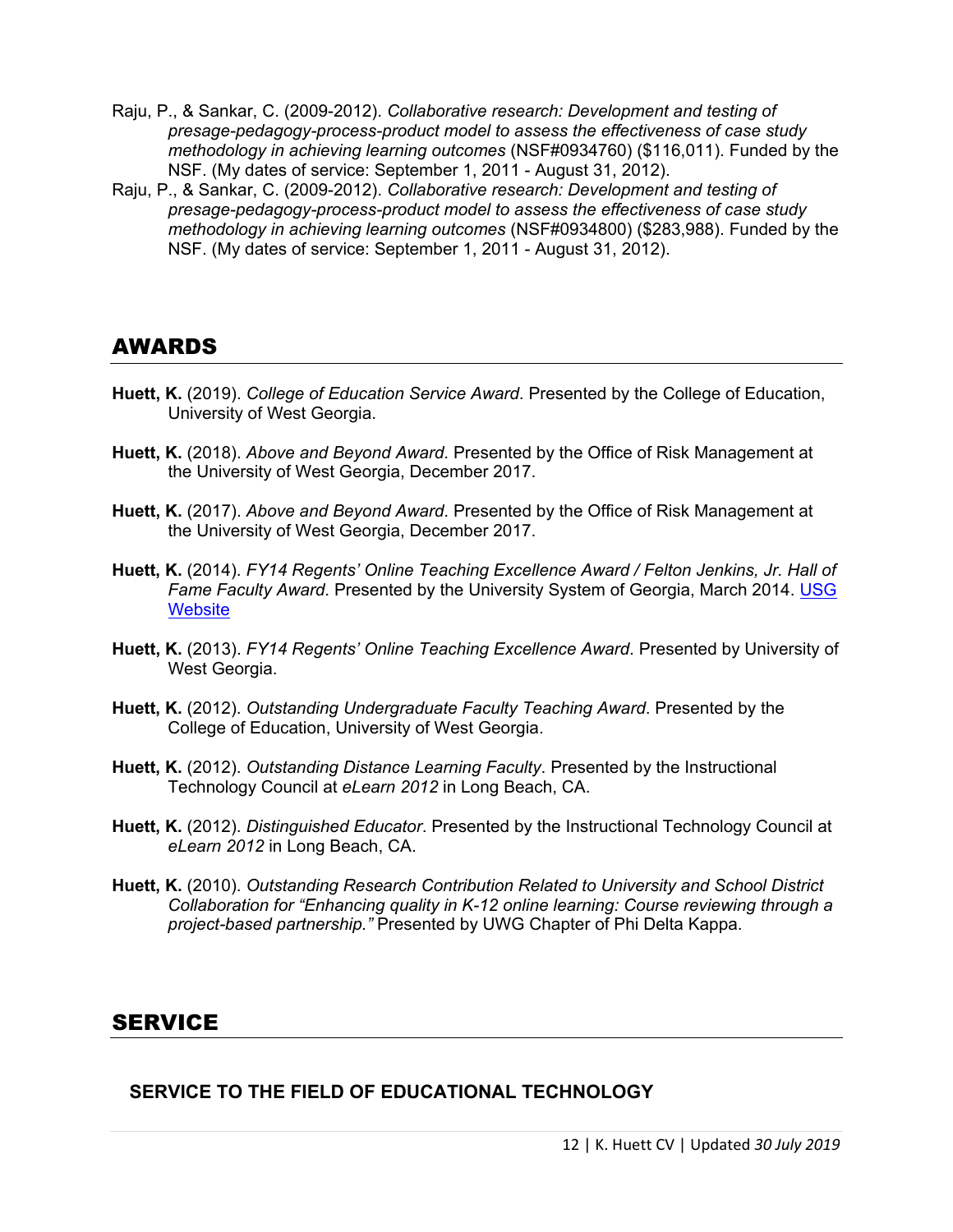Raju, P., & Sankar, C. (2009-2012). *Collaborative research: Development and testing of presage-pedagogy-process-product model to assess the effectiveness of case study methodology in achieving learning outcomes* (NSF#0934760) ($116,011). Funded by the NSF. (My dates of service: September 1, 2011 - August 31, 2012).

Raju, P., & Sankar, C. (2009-2012). *Collaborative research: Development and testing of presage-pedagogy-process-product model to assess the effectiveness of case study methodology in achieving learning outcomes* (NSF#0934800) ($283,988). Funded by the NSF. (My dates of service: September 1, 2011 - August 31, 2012).

## AWARDS

**Huett, K.** (2019). *College of Education Service Award*. Presented by the College of Education, University of West Georgia.

**Huett, K.** (2018). *Above and Beyond Award*. Presented by the Office of Risk Management at the University of West Georgia, December 2017.

**Huett, K.** (2017). *Above and Beyond Award*. Presented by the Office of Risk Management at the University of West Georgia, December 2017.

**Huett, K.** (2014). *FY14 Regents' Online Teaching Excellence Award / Felton Jenkins, Jr. Hall of Fame Faculty Award*. Presented by the University System of Georgia, March 2014. [USG Website]

**Huett, K.** (2013). *FY14 Regents' Online Teaching Excellence Award*. Presented by University of West Georgia.

**Huett, K.** (2012). *Outstanding Undergraduate Faculty Teaching Award*. Presented by the College of Education, University of West Georgia.

**Huett, K.** (2012). *Outstanding Distance Learning Faculty*. Presented by the Instructional Technology Council at *eLearn 2012* in Long Beach, CA.

**Huett, K.** (2012). *Distinguished Educator*. Presented by the Instructional Technology Council at *eLearn 2012* in Long Beach, CA.

**Huett, K.** (2010). *Outstanding Research Contribution Related to University and School District Collaboration for "Enhancing quality in K-12 online learning: Course reviewing through a project-based partnership."* Presented by UWG Chapter of Phi Delta Kappa.

## SERVICE

### SERVICE TO THE FIELD OF EDUCATIONAL TECHNOLOGY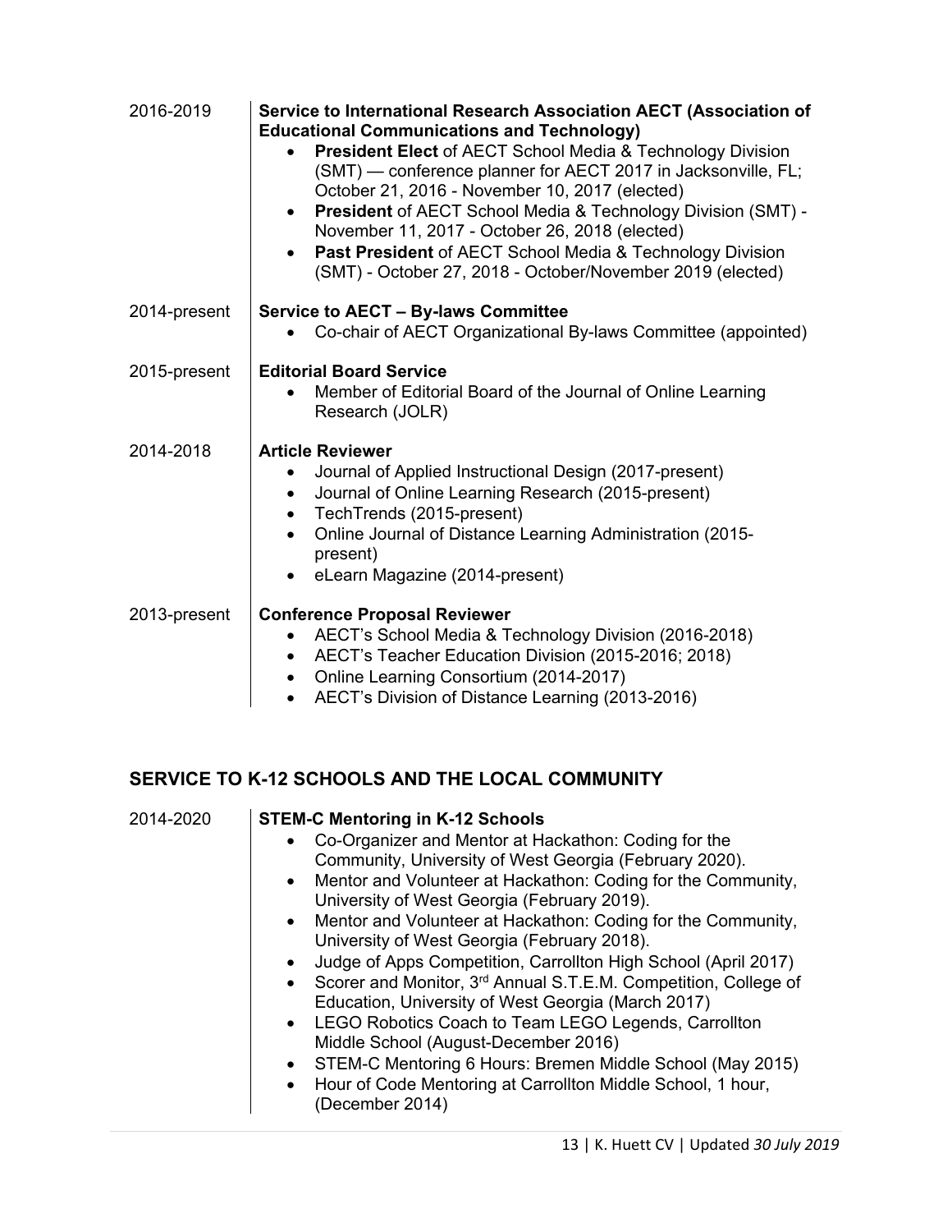2016-2019 **Service to International Research Association AECT (Association of Educational Communications and Technology)**

- **President Elect** of AECT School Media & Technology Division (SMT) — conference planner for AECT 2017 in Jacksonville, FL; October 21, 2016 - November 10, 2017 (elected)
- **President** of AECT School Media & Technology Division (SMT) - November 11, 2017 - October 26, 2018 (elected)
- **Past President** of AECT School Media & Technology Division (SMT) - October 27, 2018 - October/November 2019 (elected)

2014-present **Service to AECT – By-laws Committee**

- Co-chair of AECT Organizational By-laws Committee (appointed)

2015-present **Editorial Board Service**

- Member of Editorial Board of the Journal of Online Learning Research (JOLR)

2014-2018 **Article Reviewer**

- Journal of Applied Instructional Design (2017-present)
- Journal of Online Learning Research (2015-present)
- TechTrends (2015-present)
- Online Journal of Distance Learning Administration (2015-present)
- eLearn Magazine (2014-present)

2013-present **Conference Proposal Reviewer**

- AECT's School Media & Technology Division (2016-2018)
- AECT's Teacher Education Division (2015-2016; 2018)
- Online Learning Consortium (2014-2017)
- AECT's Division of Distance Learning (2013-2016)

## SERVICE TO K-12 SCHOOLS AND THE LOCAL COMMUNITY

2014-2020 **STEM-C Mentoring in K-12 Schools**

- Co-Organizer and Mentor at Hackathon: Coding for the Community, University of West Georgia (February 2020).
- Mentor and Volunteer at Hackathon: Coding for the Community, University of West Georgia (February 2019).
- Mentor and Volunteer at Hackathon: Coding for the Community, University of West Georgia (February 2018).
- Judge of Apps Competition, Carrollton High School (April 2017)
- Scorer and Monitor, 3rd Annual S.T.E.M. Competition, College of Education, University of West Georgia (March 2017)
- LEGO Robotics Coach to Team LEGO Legends, Carrollton Middle School (August-December 2016)
- STEM-C Mentoring 6 Hours: Bremen Middle School (May 2015)
- Hour of Code Mentoring at Carrollton Middle School, 1 hour, (December 2014)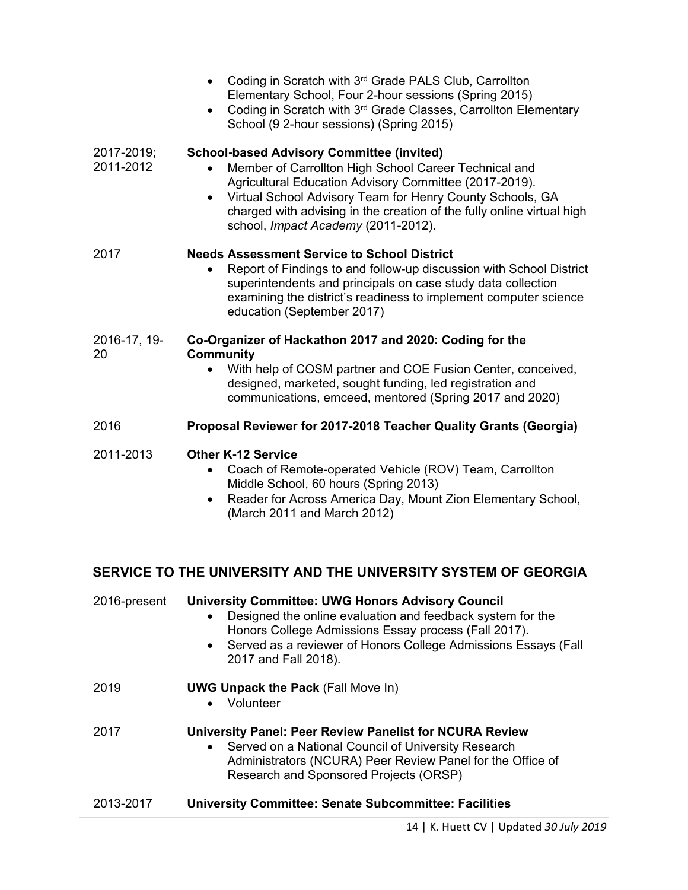| | |
|---|---|
| | • Coding in Scratch with 3rd Grade PALS Club, Carrollton Elementary School, Four 2-hour sessions (Spring 2015)<br>• Coding in Scratch with 3rd Grade Classes, Carrollton Elementary School (9 2-hour sessions) (Spring 2015) |
| 2017-2019; 2011-2012 | **School-based Advisory Committee (invited)**<br>• Member of Carrollton High School Career Technical and Agricultural Education Advisory Committee (2017-2019).<br>• Virtual School Advisory Team for Henry County Schools, GA charged with advising in the creation of the fully online virtual high school, *Impact Academy* (2011-2012). |
| 2017 | **Needs Assessment Service to School District**<br>• Report of Findings to and follow-up discussion with School District superintendents and principals on case study data collection examining the district's readiness to implement computer science education (September 2017) |
| 2016-17, 19-20 | **Co-Organizer of Hackathon 2017 and 2020: Coding for the Community**<br>• With help of COSM partner and COE Fusion Center, conceived, designed, marketed, sought funding, led registration and communications, emceed, mentored (Spring 2017 and 2020) |
| 2016 | **Proposal Reviewer for 2017-2018 Teacher Quality Grants (Georgia)** |
| 2011-2013 | **Other K-12 Service**<br>• Coach of Remote-operated Vehicle (ROV) Team, Carrollton Middle School, 60 hours (Spring 2013)<br>• Reader for Across America Day, Mount Zion Elementary School, (March 2011 and March 2012) |

## SERVICE TO THE UNIVERSITY AND THE UNIVERSITY SYSTEM OF GEORGIA

| | |
|---|---|
| 2016-present | **University Committee: UWG Honors Advisory Council**<br>• Designed the online evaluation and feedback system for the Honors College Admissions Essay process (Fall 2017).<br>• Served as a reviewer of Honors College Admissions Essays (Fall 2017 and Fall 2018). |
| 2019 | **UWG Unpack the Pack** (Fall Move In)<br>• Volunteer |
| 2017 | **University Panel: Peer Review Panelist for NCURA Review**<br>• Served on a National Council of University Research Administrators (NCURA) Peer Review Panel for the Office of Research and Sponsored Projects (ORSP) |
| 2013-2017 | **University Committee: Senate Subcommittee: Facilities** |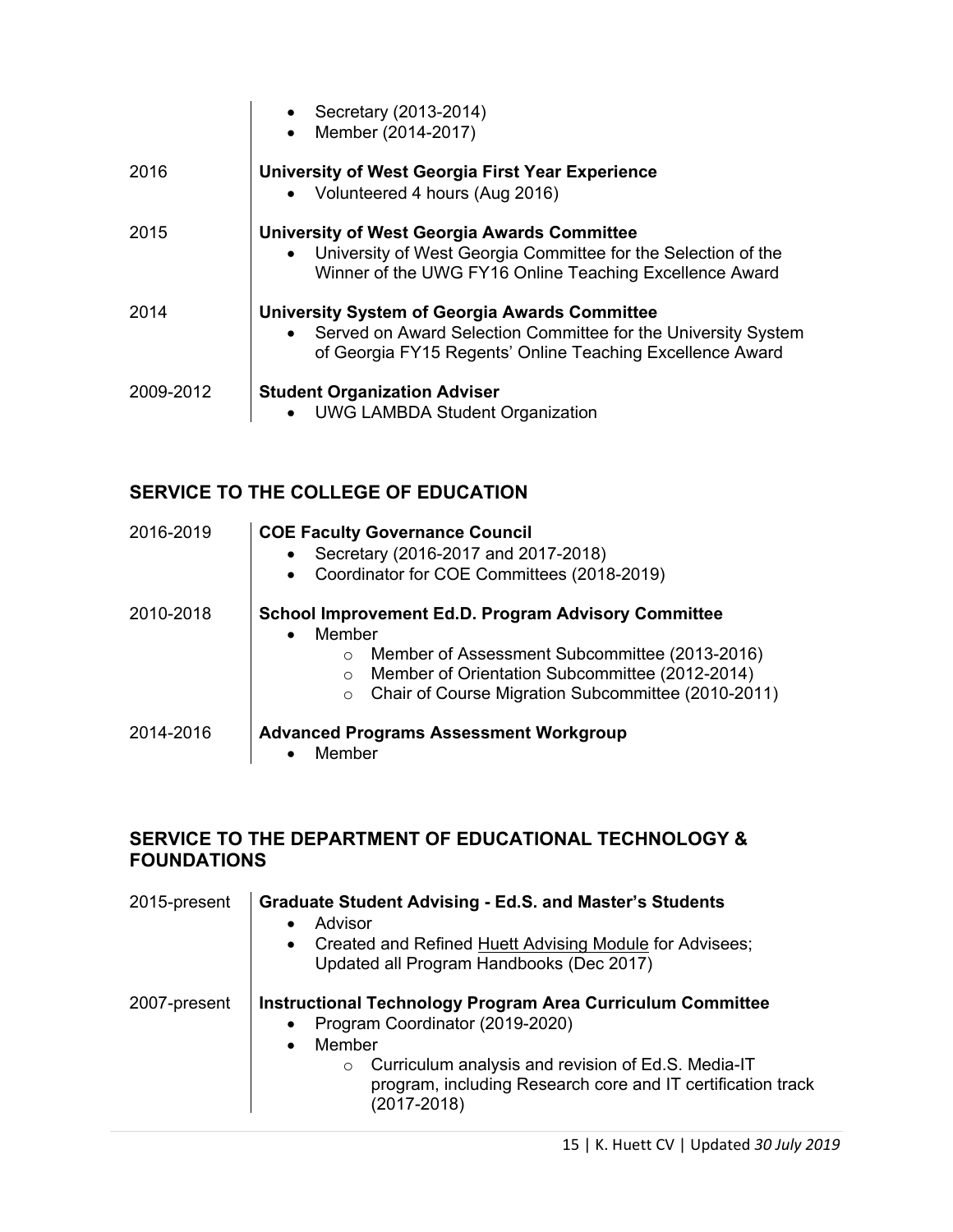- Secretary (2013-2014)
- Member (2014-2017)

2016 **University of West Georgia First Year Experience**
- Volunteered 4 hours (Aug 2016)

2015 **University of West Georgia Awards Committee**
- University of West Georgia Committee for the Selection of the Winner of the UWG FY16 Online Teaching Excellence Award

2014 **University System of Georgia Awards Committee**
- Served on Award Selection Committee for the University System of Georgia FY15 Regents' Online Teaching Excellence Award

2009-2012 **Student Organization Adviser**
- UWG LAMBDA Student Organization

## SERVICE TO THE COLLEGE OF EDUCATION

2016-2019 **COE Faculty Governance Council**
- Secretary (2016-2017 and 2017-2018)
- Coordinator for COE Committees (2018-2019)

2010-2018 **School Improvement Ed.D. Program Advisory Committee**
- Member
  - Member of Assessment Subcommittee (2013-2016)
  - Member of Orientation Subcommittee (2012-2014)
  - Chair of Course Migration Subcommittee (2010-2011)

2014-2016 **Advanced Programs Assessment Workgroup**
- Member

## SERVICE TO THE DEPARTMENT OF EDUCATIONAL TECHNOLOGY & FOUNDATIONS

2015-present **Graduate Student Advising - Ed.S. and Master's Students**
- Advisor
- Created and Refined Huett Advising Module for Advisees; Updated all Program Handbooks (Dec 2017)

2007-present **Instructional Technology Program Area Curriculum Committee**
- Program Coordinator (2019-2020)
- Member
  - Curriculum analysis and revision of Ed.S. Media-IT program, including Research core and IT certification track (2017-2018)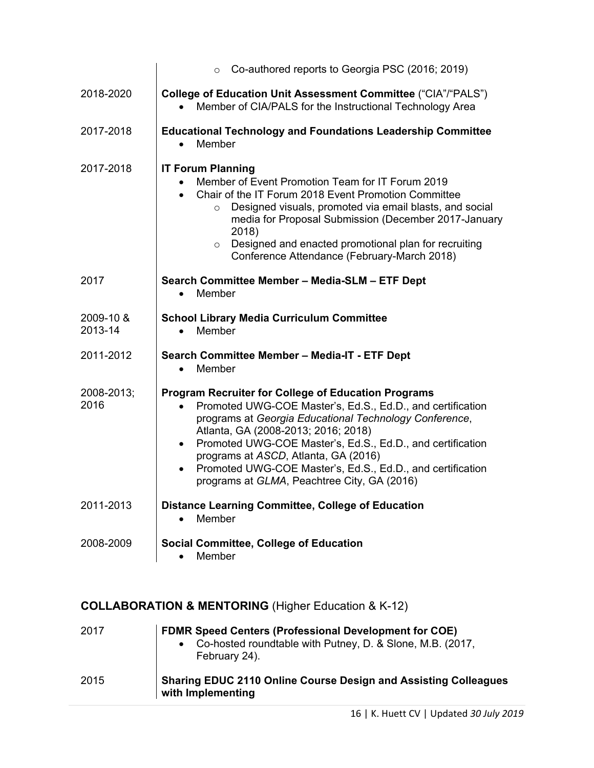- Co-authored reports to Georgia PSC (2016; 2019)

2018-2020 **College of Education Unit Assessment Committee** ("CIA"/"PALS")
- Member of CIA/PALS for the Instructional Technology Area

2017-2018 **Educational Technology and Foundations Leadership Committee**
- Member

2017-2018 **IT Forum Planning**
- Member of Event Promotion Team for IT Forum 2019
- Chair of the IT Forum 2018 Event Promotion Committee
  - Designed visuals, promoted via email blasts, and social media for Proposal Submission (December 2017-January 2018)
  - Designed and enacted promotional plan for recruiting Conference Attendance (February-March 2018)

2017 **Search Committee Member – Media-SLM – ETF Dept**
- Member

2009-10 & 2013-14 **School Library Media Curriculum Committee**
- Member

2011-2012 **Search Committee Member – Media-IT - ETF Dept**
- Member

2008-2013; 2016 **Program Recruiter for College of Education Programs**
- Promoted UWG-COE Master's, Ed.S., Ed.D., and certification programs at *Georgia Educational Technology Conference*, Atlanta, GA (2008-2013; 2016; 2018)
- Promoted UWG-COE Master's, Ed.S., Ed.D., and certification programs at *ASCD*, Atlanta, GA (2016)
- Promoted UWG-COE Master's, Ed.S., Ed.D., and certification programs at *GLMA*, Peachtree City, GA (2016)

2011-2013 **Distance Learning Committee, College of Education**
- Member

2008-2009 **Social Committee, College of Education**
- Member

## COLLABORATION & MENTORING (Higher Education & K-12)

2017 **FDMR Speed Centers (Professional Development for COE)**
- Co-hosted roundtable with Putney, D. & Slone, M.B. (2017, February 24).

2015 **Sharing EDUC 2110 Online Course Design and Assisting Colleagues with Implementing**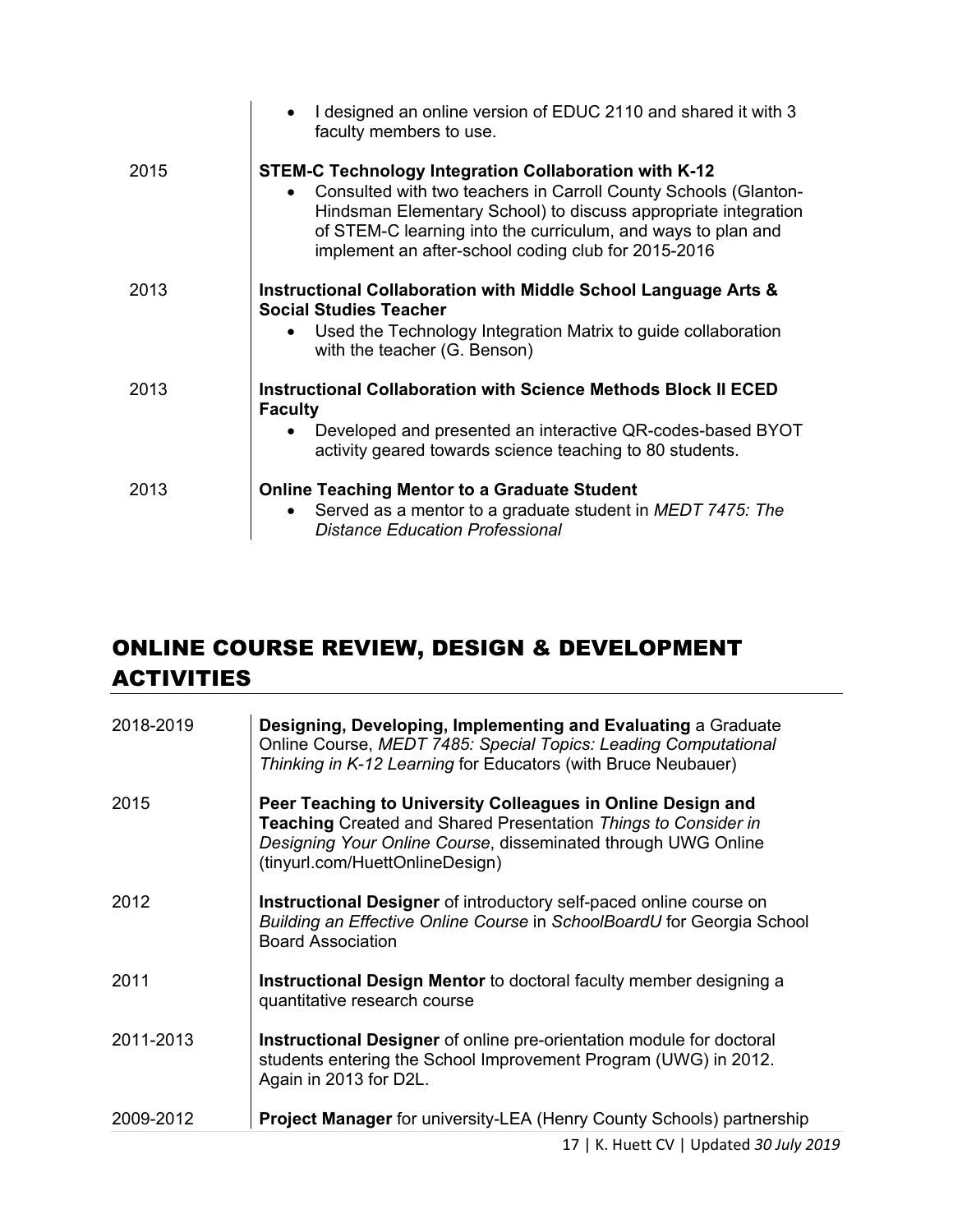- I designed an online version of EDUC 2110 and shared it with 3 faculty members to use.

2015 **STEM-C Technology Integration Collaboration with K-12**

- Consulted with two teachers in Carroll County Schools (Glanton-Hindsman Elementary School) to discuss appropriate integration of STEM-C learning into the curriculum, and ways to plan and implement an after-school coding club for 2015-2016

2013 **Instructional Collaboration with Middle School Language Arts & Social Studies Teacher**

- Used the Technology Integration Matrix to guide collaboration with the teacher (G. Benson)

2013 **Instructional Collaboration with Science Methods Block II ECED Faculty**

- Developed and presented an interactive QR-codes-based BYOT activity geared towards science teaching to 80 students.

2013 **Online Teaching Mentor to a Graduate Student**

- Served as a mentor to a graduate student in *MEDT 7475: The Distance Education Professional*

## ONLINE COURSE REVIEW, DESIGN & DEVELOPMENT ACTIVITIES

2018-2019 **Designing, Developing, Implementing and Evaluating** a Graduate Online Course, *MEDT 7485: Special Topics: Leading Computational Thinking in K-12 Learning* for Educators (with Bruce Neubauer)

2015 **Peer Teaching to University Colleagues in Online Design and Teaching** Created and Shared Presentation *Things to Consider in Designing Your Online Course*, disseminated through UWG Online (tinyurl.com/HuettOnlineDesign)

2012 **Instructional Designer** of introductory self-paced online course on *Building an Effective Online Course* in *SchoolBoardU* for Georgia School Board Association

2011 **Instructional Design Mentor** to doctoral faculty member designing a quantitative research course

2011-2013 **Instructional Designer** of online pre-orientation module for doctoral students entering the School Improvement Program (UWG) in 2012. Again in 2013 for D2L.

2009-2012 **Project Manager** for university-LEA (Henry County Schools) partnership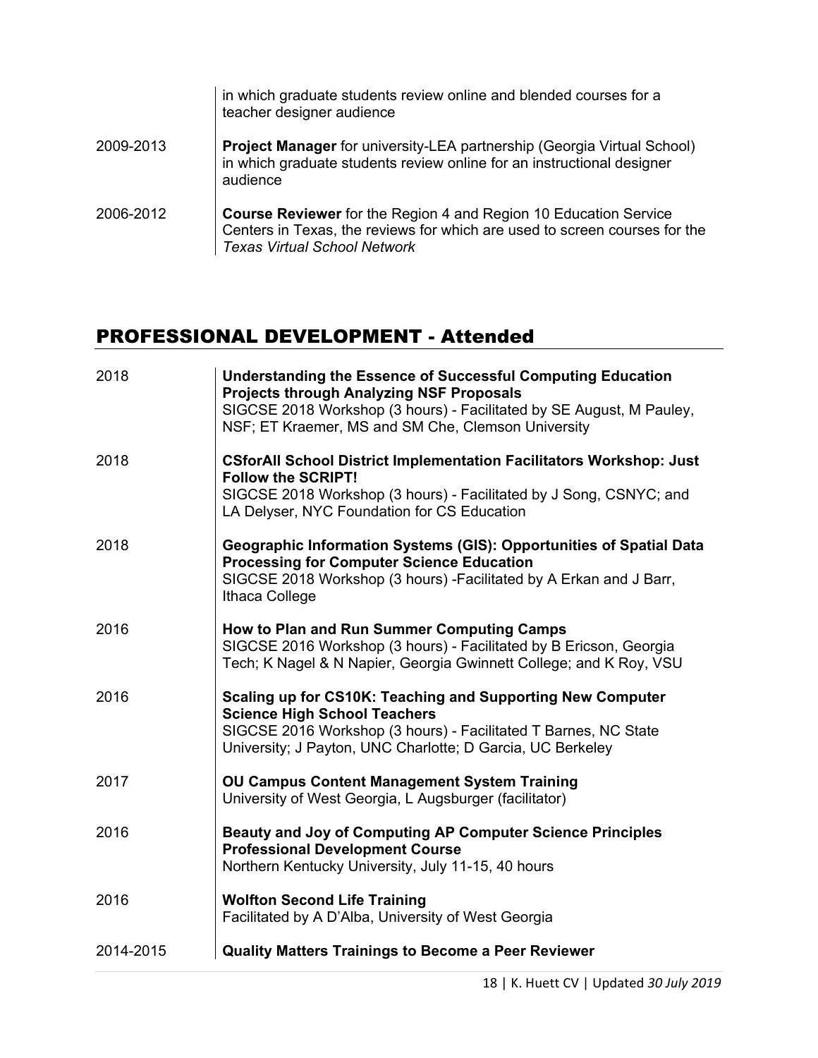| | |
|---|---|
| | in which graduate students review online and blended courses for a teacher designer audience |
| 2009-2013 | **Project Manager** for university-LEA partnership (Georgia Virtual School) in which graduate students review online for an instructional designer audience |
| 2006-2012 | **Course Reviewer** for the Region 4 and Region 10 Education Service Centers in Texas, the reviews for which are used to screen courses for the *Texas Virtual School Network* |

## PROFESSIONAL DEVELOPMENT - Attended

| | |
|---|---|
| 2018 | **Understanding the Essence of Successful Computing Education Projects through Analyzing NSF Proposals**<br>SIGCSE 2018 Workshop (3 hours) - Facilitated by SE August, M Pauley, NSF; ET Kraemer, MS and SM Che, Clemson University |
| 2018 | **CSforAll School District Implementation Facilitators Workshop: Just Follow the SCRIPT!**<br>SIGCSE 2018 Workshop (3 hours) - Facilitated by J Song, CSNYC; and LA Delyser, NYC Foundation for CS Education |
| 2018 | **Geographic Information Systems (GIS): Opportunities of Spatial Data Processing for Computer Science Education**<br>SIGCSE 2018 Workshop (3 hours) -Facilitated by A Erkan and J Barr, Ithaca College |
| 2016 | **How to Plan and Run Summer Computing Camps**<br>SIGCSE 2016 Workshop (3 hours) - Facilitated by B Ericson, Georgia Tech; K Nagel & N Napier, Georgia Gwinnett College; and K Roy, VSU |
| 2016 | **Scaling up for CS10K: Teaching and Supporting New Computer Science High School Teachers**<br>SIGCSE 2016 Workshop (3 hours) - Facilitated T Barnes, NC State University; J Payton, UNC Charlotte; D Garcia, UC Berkeley |
| 2017 | **OU Campus Content Management System Training**<br>University of West Georgia, L Augsburger (facilitator) |
| 2016 | **Beauty and Joy of Computing AP Computer Science Principles Professional Development Course**<br>Northern Kentucky University, July 11-15, 40 hours |
| 2016 | **Wolfton Second Life Training**<br>Facilitated by A D'Alba, University of West Georgia |
| 2014-2015 | **Quality Matters Trainings to Become a Peer Reviewer** |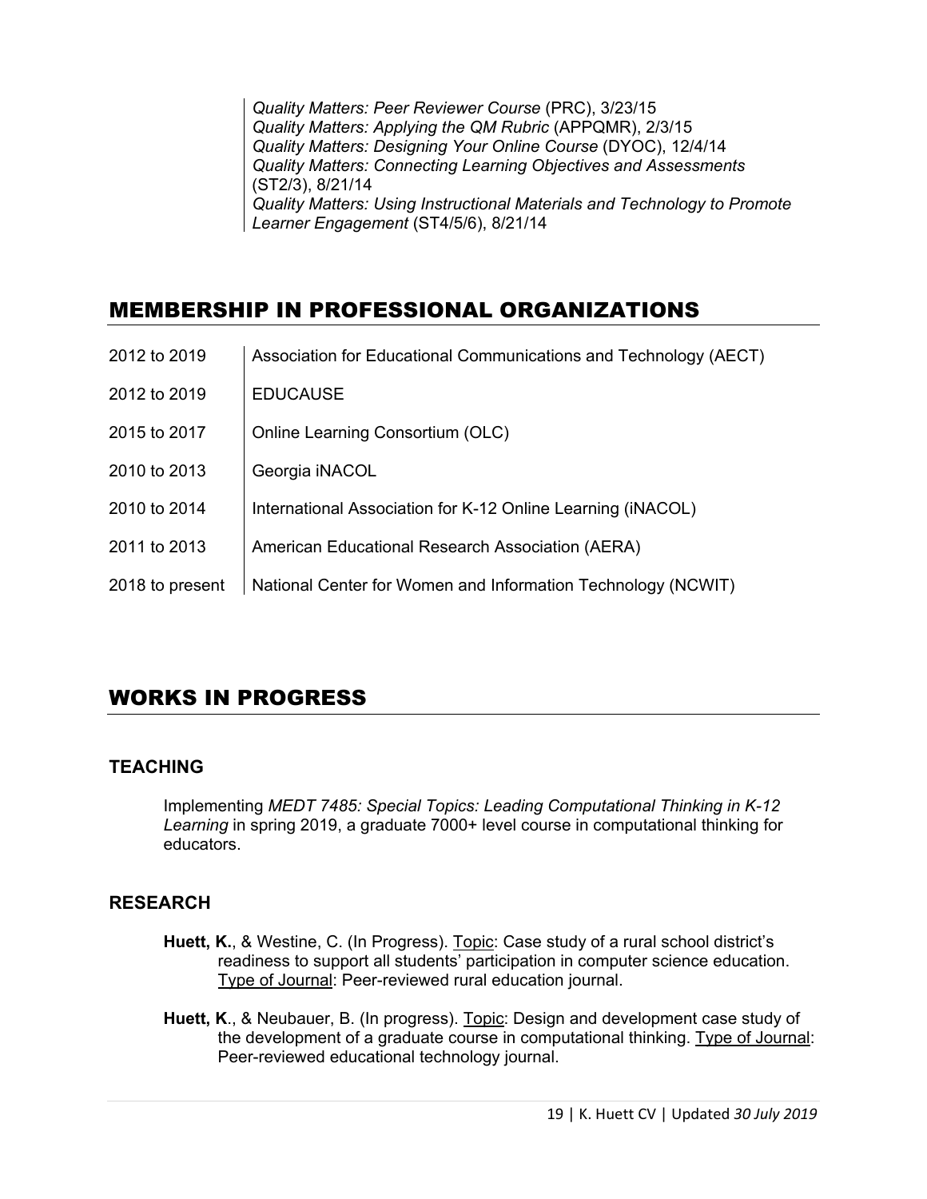*Quality Matters: Peer Reviewer Course* (PRC), 3/23/15
*Quality Matters: Applying the QM Rubric* (APPQMR), 2/3/15
*Quality Matters: Designing Your Online Course* (DYOC), 12/4/14
*Quality Matters: Connecting Learning Objectives and Assessments* (ST2/3), 8/21/14
*Quality Matters: Using Instructional Materials and Technology to Promote Learner Engagement* (ST4/5/6), 8/21/14

## MEMBERSHIP IN PROFESSIONAL ORGANIZATIONS

| | |
|---|---|
| 2012 to 2019 | Association for Educational Communications and Technology (AECT) |
| 2012 to 2019 | EDUCAUSE |
| 2015 to 2017 | Online Learning Consortium (OLC) |
| 2010 to 2013 | Georgia iNACOL |
| 2010 to 2014 | International Association for K-12 Online Learning (iNACOL) |
| 2011 to 2013 | American Educational Research Association (AERA) |
| 2018 to present | National Center for Women and Information Technology (NCWIT) |

## WORKS IN PROGRESS

### TEACHING

Implementing *MEDT 7485: Special Topics: Leading Computational Thinking in K-12 Learning* in spring 2019, a graduate 7000+ level course in computational thinking for educators.

### RESEARCH

**Huett, K.**, & Westine, C. (In Progress). Topic: Case study of a rural school district's readiness to support all students' participation in computer science education. Type of Journal: Peer-reviewed rural education journal.

**Huett, K**., & Neubauer, B. (In progress). Topic: Design and development case study of the development of a graduate course in computational thinking. Type of Journal: Peer-reviewed educational technology journal.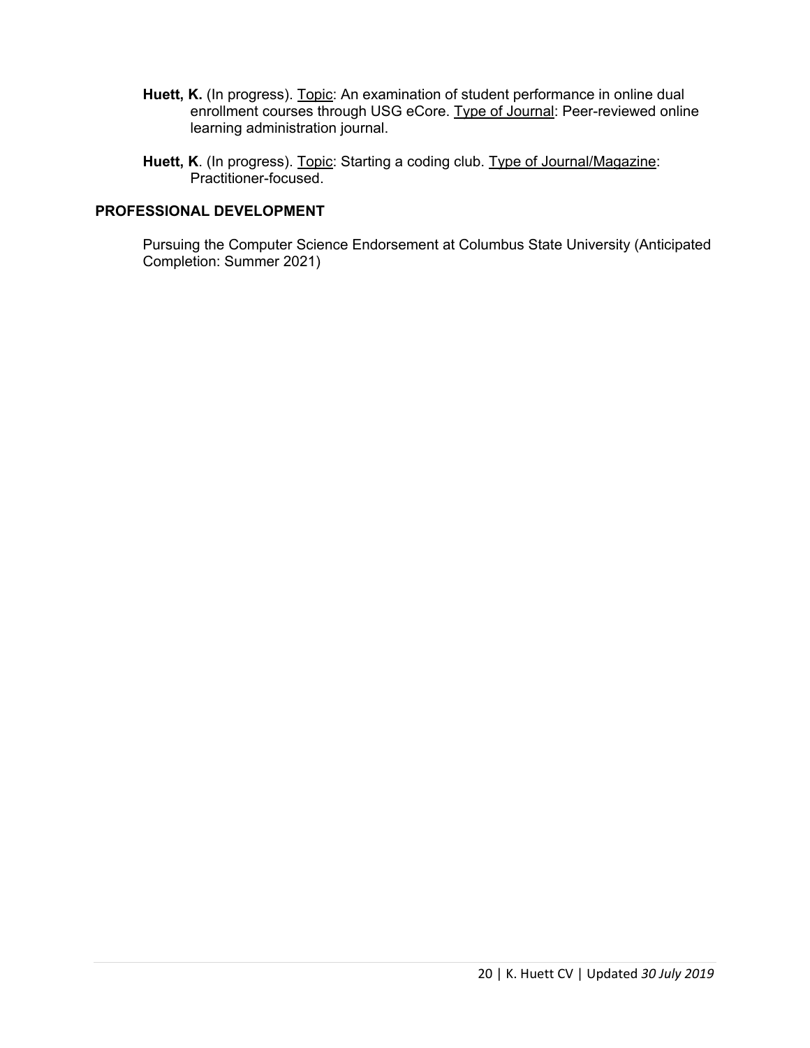**Huett, K.** (In progress). <u>Topic</u>: An examination of student performance in online dual enrollment courses through USG eCore. <u>Type of Journal</u>: Peer-reviewed online learning administration journal.

**Huett, K**. (In progress). <u>Topic</u>: Starting a coding club. <u>Type of Journal/Magazine</u>: Practitioner-focused.

## PROFESSIONAL DEVELOPMENT

Pursuing the Computer Science Endorsement at Columbus State University (Anticipated Completion: Summer 2021)